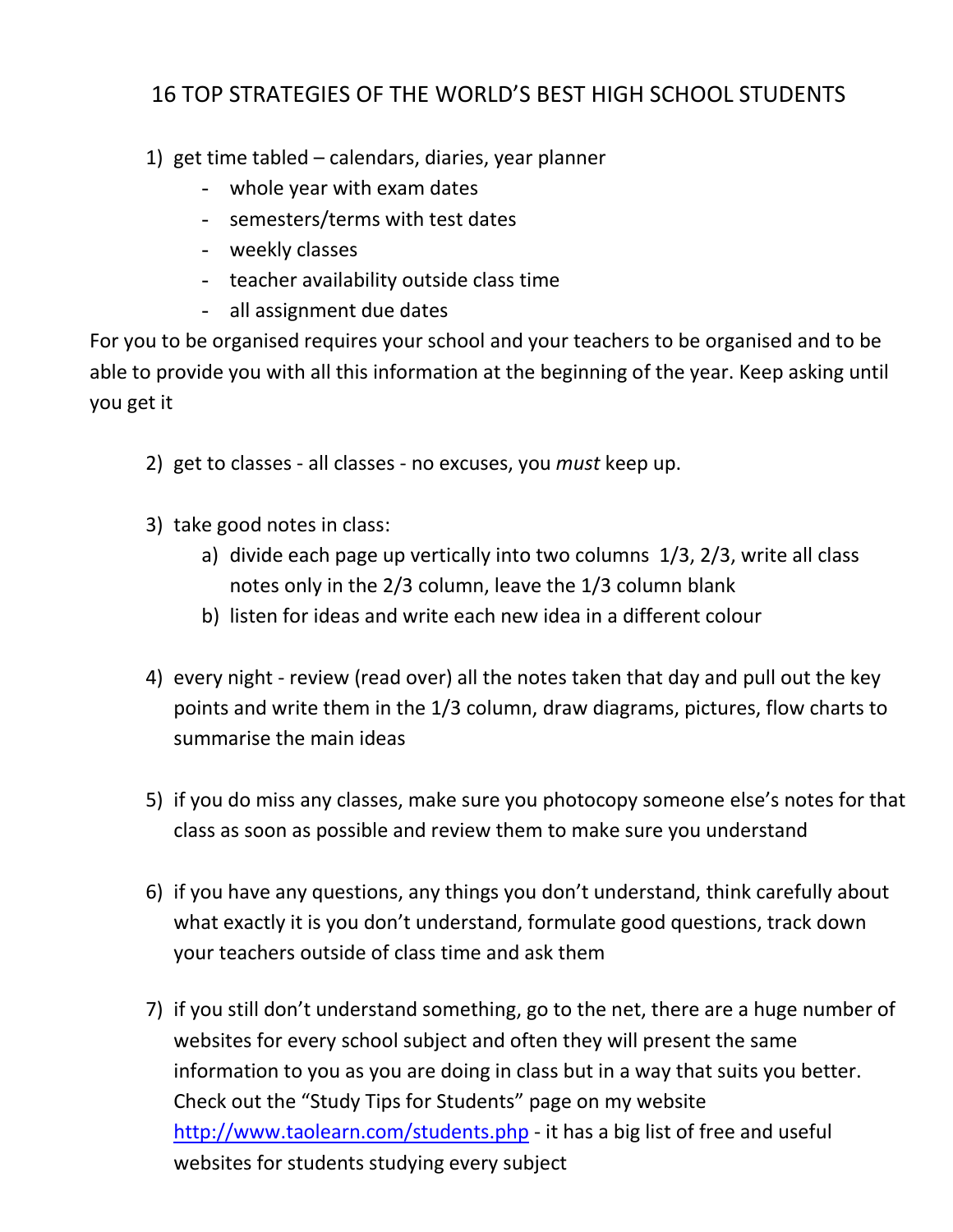# 16 TOP STRATEGIES OF THE WORLD'S BEST HIGH SCHOOL STUDENTS

1) get time tabled – calendars, diaries, year planner
   - whole year with exam dates
   - semesters/terms with test dates
   - weekly classes
   - teacher availability outside class time
   - all assignment due dates

For you to be organised requires your school and your teachers to be organised and to be able to provide you with all this information at the beginning of the year. Keep asking until you get it

2) get to classes - all classes - no excuses, you *must* keep up.

3) take good notes in class:
   a) divide each page up vertically into two columns 1/3, 2/3, write all class notes only in the 2/3 column, leave the 1/3 column blank
   b) listen for ideas and write each new idea in a different colour

4) every night - review (read over) all the notes taken that day and pull out the key points and write them in the 1/3 column, draw diagrams, pictures, flow charts to summarise the main ideas

5) if you do miss any classes, make sure you photocopy someone else's notes for that class as soon as possible and review them to make sure you understand

6) if you have any questions, any things you don't understand, think carefully about what exactly it is you don't understand, formulate good questions, track down your teachers outside of class time and ask them

7) if you still don't understand something, go to the net, there are a huge number of websites for every school subject and often they will present the same information to you as you are doing in class but in a way that suits you better. Check out the "Study Tips for Students" page on my website [http://www.taolearn.com/students.php](http://www.taolearn.com/students.php) - it has a big list of free and useful websites for students studying every subject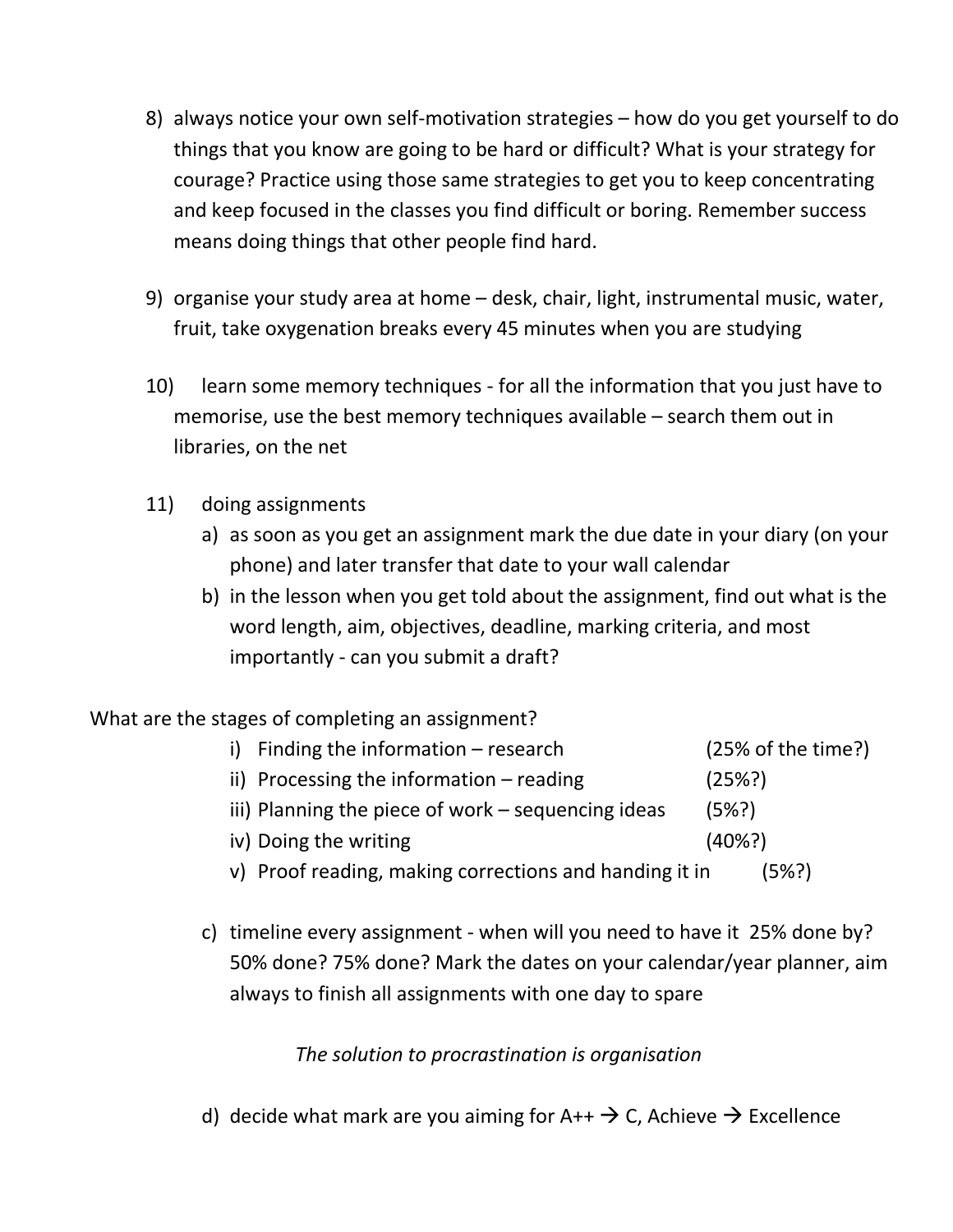8) always notice your own self-motivation strategies – how do you get yourself to do things that you know are going to be hard or difficult? What is your strategy for courage? Practice using those same strategies to get you to keep concentrating and keep focused in the classes you find difficult or boring. Remember success means doing things that other people find hard.

9) organise your study area at home – desk, chair, light, instrumental music, water, fruit, take oxygenation breaks every 45 minutes when you are studying

10) learn some memory techniques - for all the information that you just have to memorise, use the best memory techniques available – search them out in libraries, on the net

11) doing assignments
    a) as soon as you get an assignment mark the due date in your diary (on your phone) and later transfer that date to your wall calendar
    b) in the lesson when you get told about the assignment, find out what is the word length, aim, objectives, deadline, marking criteria, and most importantly - can you submit a draft?

What are the stages of completing an assignment?

i) Finding the information – research (25% of the time?)
ii) Processing the information – reading (25%?)
iii) Planning the piece of work – sequencing ideas (5%?)
iv) Doing the writing (40%?)
v) Proof reading, making corrections and handing it in (5%?)

    c) timeline every assignment - when will you need to have it 25% done by? 50% done? 75% done? Mark the dates on your calendar/year planner, aim always to finish all assignments with one day to spare

*The solution to procrastination is organisation*

    d) decide what mark are you aiming for A++ → C, Achieve → Excellence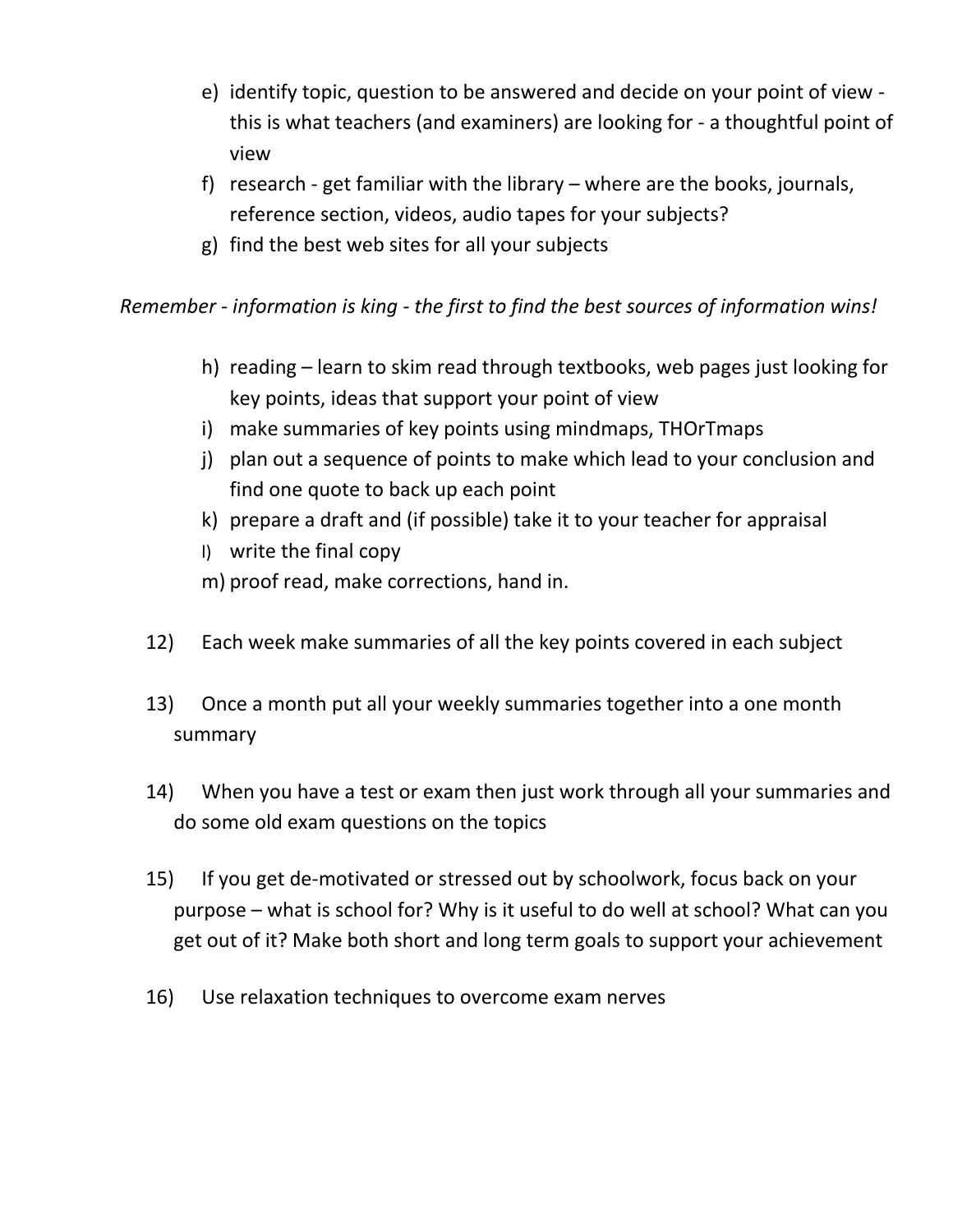e) identify topic, question to be answered and decide on your point of view - this is what teachers (and examiners) are looking for - a thoughtful point of view
f) research - get familiar with the library – where are the books, journals, reference section, videos, audio tapes for your subjects?
g) find the best web sites for all your subjects

*Remember - information is king - the first to find the best sources of information wins!*

h) reading – learn to skim read through textbooks, web pages just looking for key points, ideas that support your point of view
i) make summaries of key points using mindmaps, THOrTmaps
j) plan out a sequence of points to make which lead to your conclusion and find one quote to back up each point
k) prepare a draft and (if possible) take it to your teacher for appraisal
l) write the final copy
m) proof read, make corrections, hand in.

12) Each week make summaries of all the key points covered in each subject

13) Once a month put all your weekly summaries together into a one month summary

14) When you have a test or exam then just work through all your summaries and do some old exam questions on the topics

15) If you get de-motivated or stressed out by schoolwork, focus back on your purpose – what is school for? Why is it useful to do well at school? What can you get out of it? Make both short and long term goals to support your achievement

16) Use relaxation techniques to overcome exam nerves